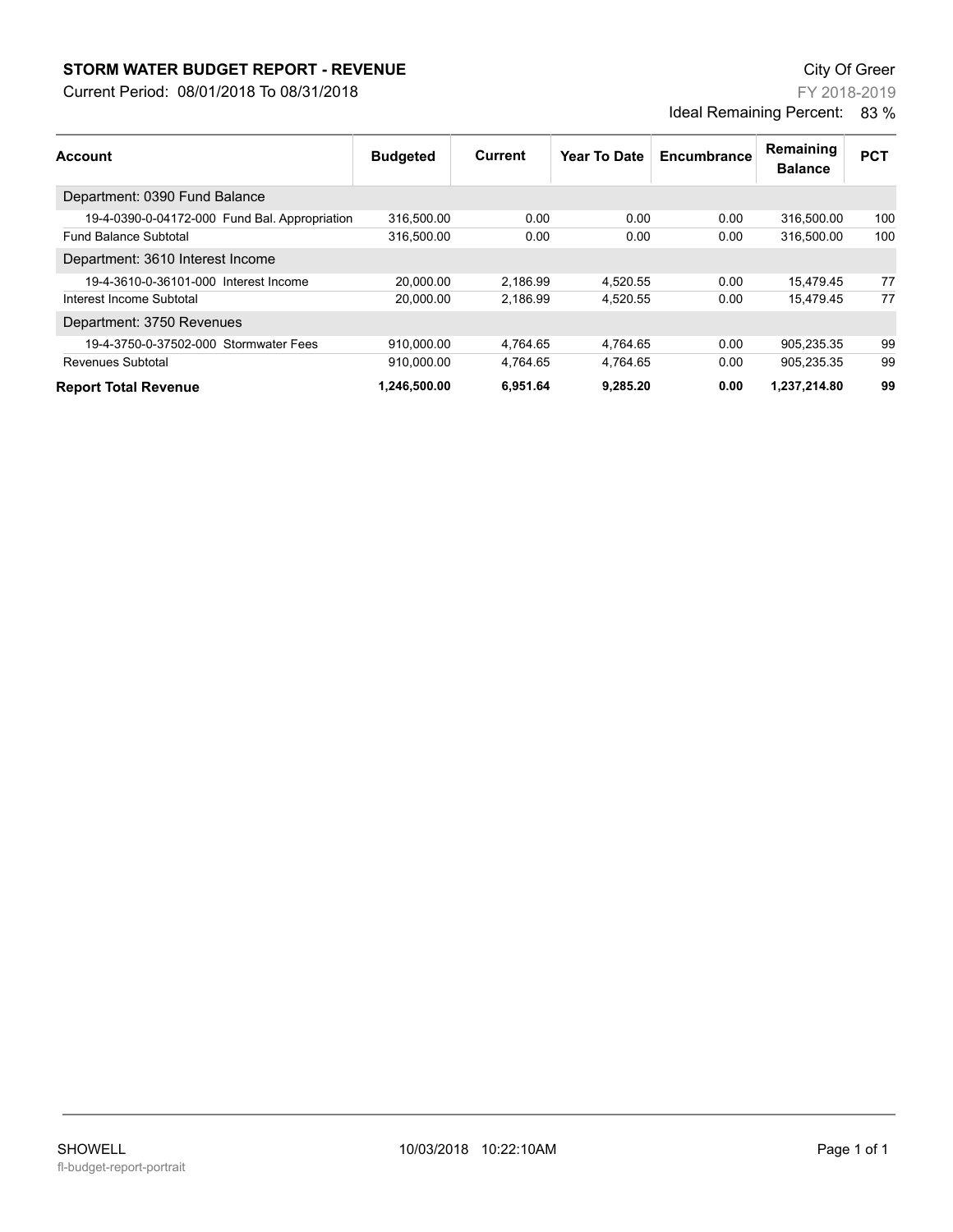# STORM WATER BUDGET REPORT - REVENUE

Current Period: 08/01/2018 To 08/31/2018

City Of Greer

FY 2018-2019

Ideal Remaining Percent: 83 %

| Account | Budgeted | Current | Year To Date | Encumbrance | Remaining Balance | PCT |
|---|---|---|---|---|---|---|
| Department: 0390 Fund Balance | | | | | | |
| 19-4-0390-0-04172-000 Fund Bal. Appropriation | 316,500.00 | 0.00 | 0.00 | 0.00 | 316,500.00 | 100 |
| Fund Balance Subtotal | 316,500.00 | 0.00 | 0.00 | 0.00 | 316,500.00 | 100 |
| Department: 3610 Interest Income | | | | | | |
| 19-4-3610-0-36101-000 Interest Income | 20,000.00 | 2,186.99 | 4,520.55 | 0.00 | 15,479.45 | 77 |
| Interest Income Subtotal | 20,000.00 | 2,186.99 | 4,520.55 | 0.00 | 15,479.45 | 77 |
| Department: 3750 Revenues | | | | | | |
| 19-4-3750-0-37502-000 Stormwater Fees | 910,000.00 | 4,764.65 | 4,764.65 | 0.00 | 905,235.35 | 99 |
| Revenues Subtotal | 910,000.00 | 4,764.65 | 4,764.65 | 0.00 | 905,235.35 | 99 |
| **Report Total Revenue** | **1,246,500.00** | **6,951.64** | **9,285.20** | **0.00** | **1,237,214.80** | **99** |

SHOWELL

fl-budget-report-portrait

10/03/2018 10:22:10AM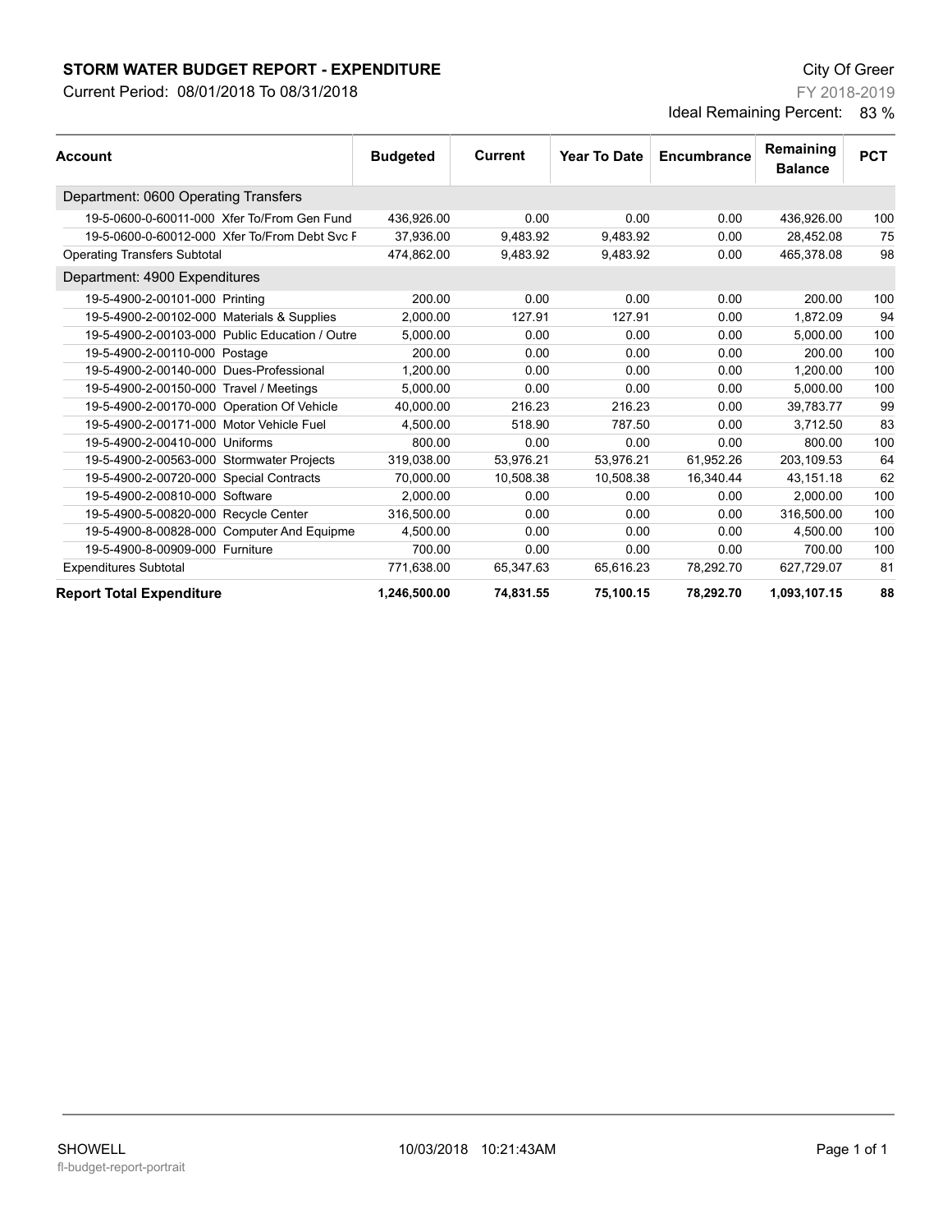**STORM WATER BUDGET REPORT - EXPENDITURE**

Current Period: 08/01/2018 To 08/31/2018

City Of Greer

FY 2018-2019

Ideal Remaining Percent: 83 %

| Account | Budgeted | Current | Year To Date | Encumbrance | Remaining Balance | PCT |
|---|---|---|---|---|---|---|
| Department: 0600 Operating Transfers | | | | | | |
| 19-5-0600-0-60011-000 Xfer To/From Gen Fund | 436,926.00 | 0.00 | 0.00 | 0.00 | 436,926.00 | 100 |
| 19-5-0600-0-60012-000 Xfer To/From Debt Svc F | 37,936.00 | 9,483.92 | 9,483.92 | 0.00 | 28,452.08 | 75 |
| Operating Transfers Subtotal | 474,862.00 | 9,483.92 | 9,483.92 | 0.00 | 465,378.08 | 98 |
| Department: 4900 Expenditures | | | | | | |
| 19-5-4900-2-00101-000 Printing | 200.00 | 0.00 | 0.00 | 0.00 | 200.00 | 100 |
| 19-5-4900-2-00102-000 Materials & Supplies | 2,000.00 | 127.91 | 127.91 | 0.00 | 1,872.09 | 94 |
| 19-5-4900-2-00103-000 Public Education / Outre | 5,000.00 | 0.00 | 0.00 | 0.00 | 5,000.00 | 100 |
| 19-5-4900-2-00110-000 Postage | 200.00 | 0.00 | 0.00 | 0.00 | 200.00 | 100 |
| 19-5-4900-2-00140-000 Dues-Professional | 1,200.00 | 0.00 | 0.00 | 0.00 | 1,200.00 | 100 |
| 19-5-4900-2-00150-000 Travel / Meetings | 5,000.00 | 0.00 | 0.00 | 0.00 | 5,000.00 | 100 |
| 19-5-4900-2-00170-000 Operation Of Vehicle | 40,000.00 | 216.23 | 216.23 | 0.00 | 39,783.77 | 99 |
| 19-5-4900-2-00171-000 Motor Vehicle Fuel | 4,500.00 | 518.90 | 787.50 | 0.00 | 3,712.50 | 83 |
| 19-5-4900-2-00410-000 Uniforms | 800.00 | 0.00 | 0.00 | 0.00 | 800.00 | 100 |
| 19-5-4900-2-00563-000 Stormwater Projects | 319,038.00 | 53,976.21 | 53,976.21 | 61,952.26 | 203,109.53 | 64 |
| 19-5-4900-2-00720-000 Special Contracts | 70,000.00 | 10,508.38 | 10,508.38 | 16,340.44 | 43,151.18 | 62 |
| 19-5-4900-2-00810-000 Software | 2,000.00 | 0.00 | 0.00 | 0.00 | 2,000.00 | 100 |
| 19-5-4900-5-00820-000 Recycle Center | 316,500.00 | 0.00 | 0.00 | 0.00 | 316,500.00 | 100 |
| 19-5-4900-8-00828-000 Computer And Equipme | 4,500.00 | 0.00 | 0.00 | 0.00 | 4,500.00 | 100 |
| 19-5-4900-8-00909-000 Furniture | 700.00 | 0.00 | 0.00 | 0.00 | 700.00 | 100 |
| Expenditures Subtotal | 771,638.00 | 65,347.63 | 65,616.23 | 78,292.70 | 627,729.07 | 81 |
| **Report Total Expenditure** | **1,246,500.00** | **74,831.55** | **75,100.15** | **78,292.70** | **1,093,107.15** | **88** |

SHOWELL 10/03/2018 10:21:43AM

fl-budget-report-portrait